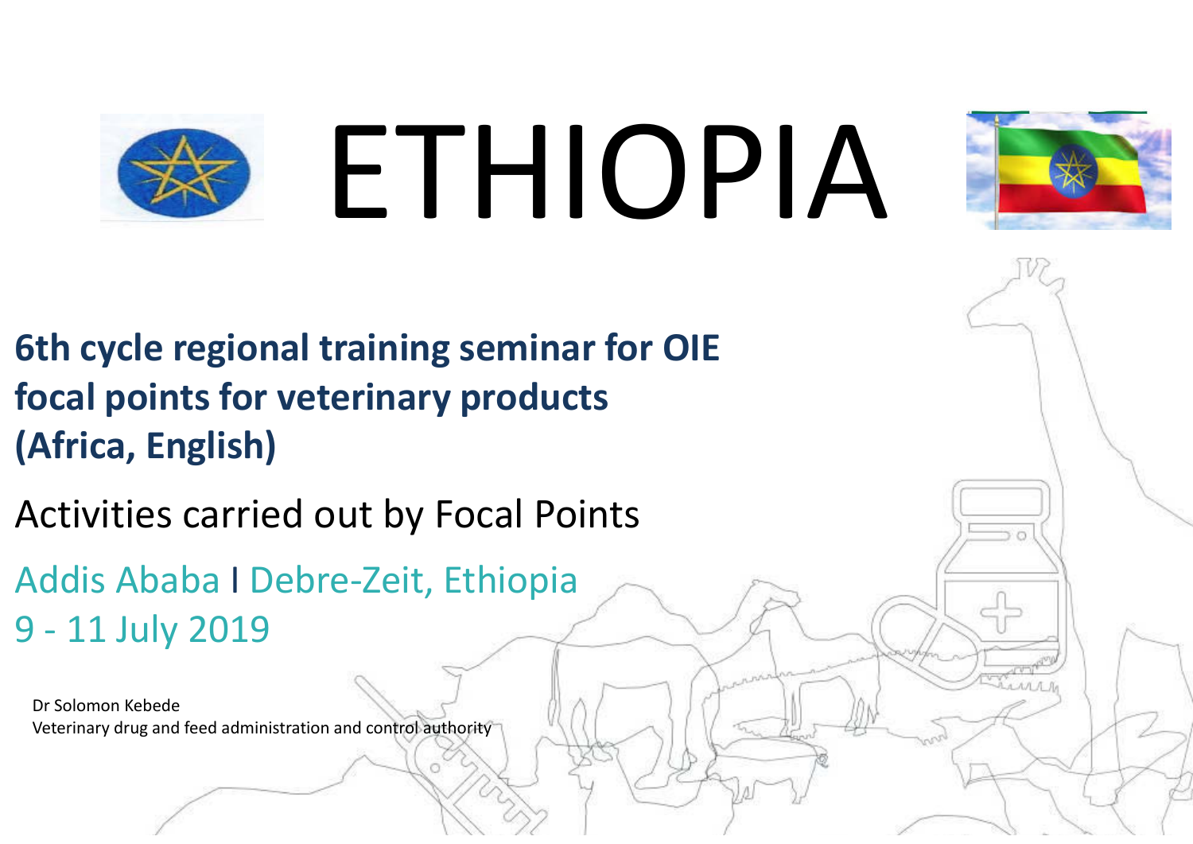# ETHIOPIA

**6th cycle regional training seminar for OIE focal points for veterinary products (Africa, English)**

Activities carried out by Focal Points

Addis Ababa I Debre-Zeit, Ethiopia
9 - 11 July 2019

Dr Solomon Kebede
Veterinary drug and feed administration and control authority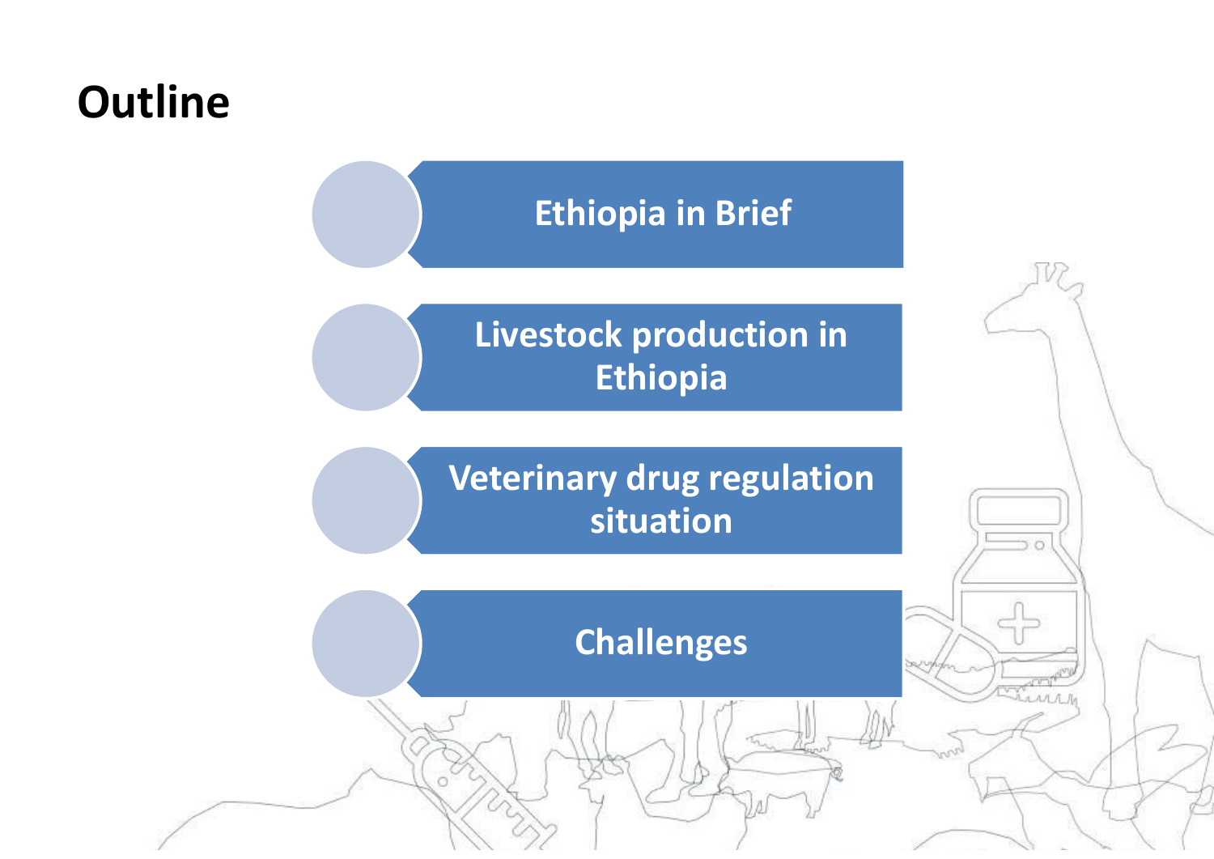# Outline

- Ethiopia in Brief
- Livestock production in Ethiopia
- Veterinary drug regulation situation
- Challenges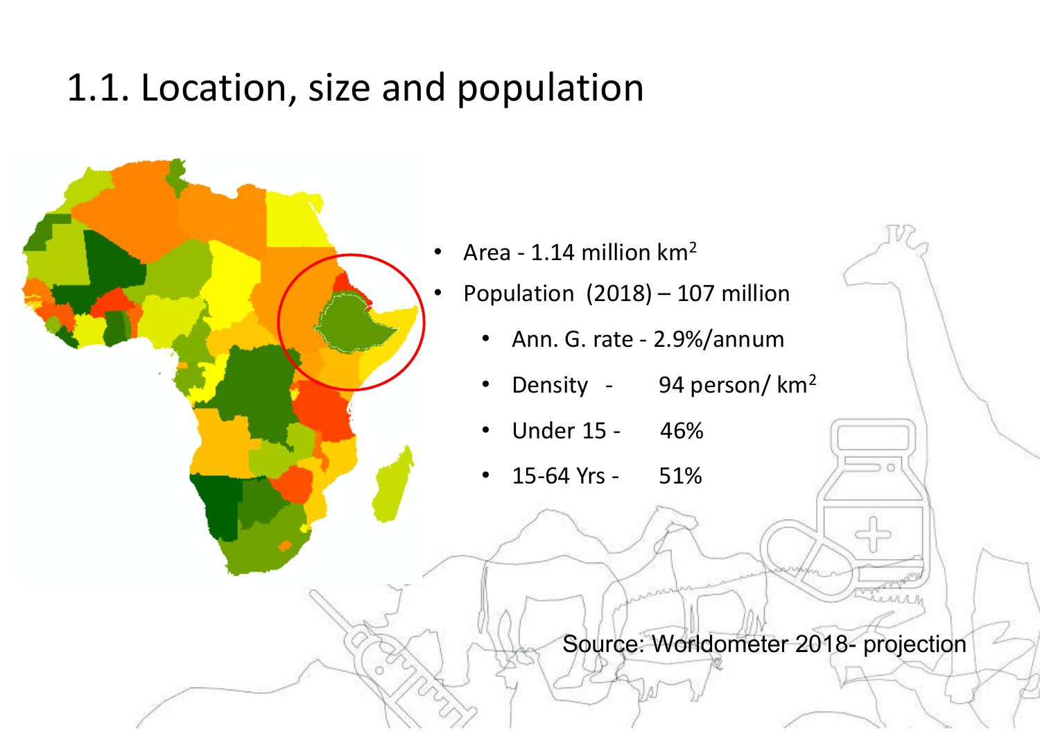# 1.1. Location, size and population

- Area - 1.14 million $km^2$
- Population (2018) – 107 million
  - Ann. G. rate - 2.9%/annum
  - Density - 94 person/ $km^2$
  - Under 15 - 46%
  - 15-64 Yrs - 51%

Source: Worldometer 2018- projection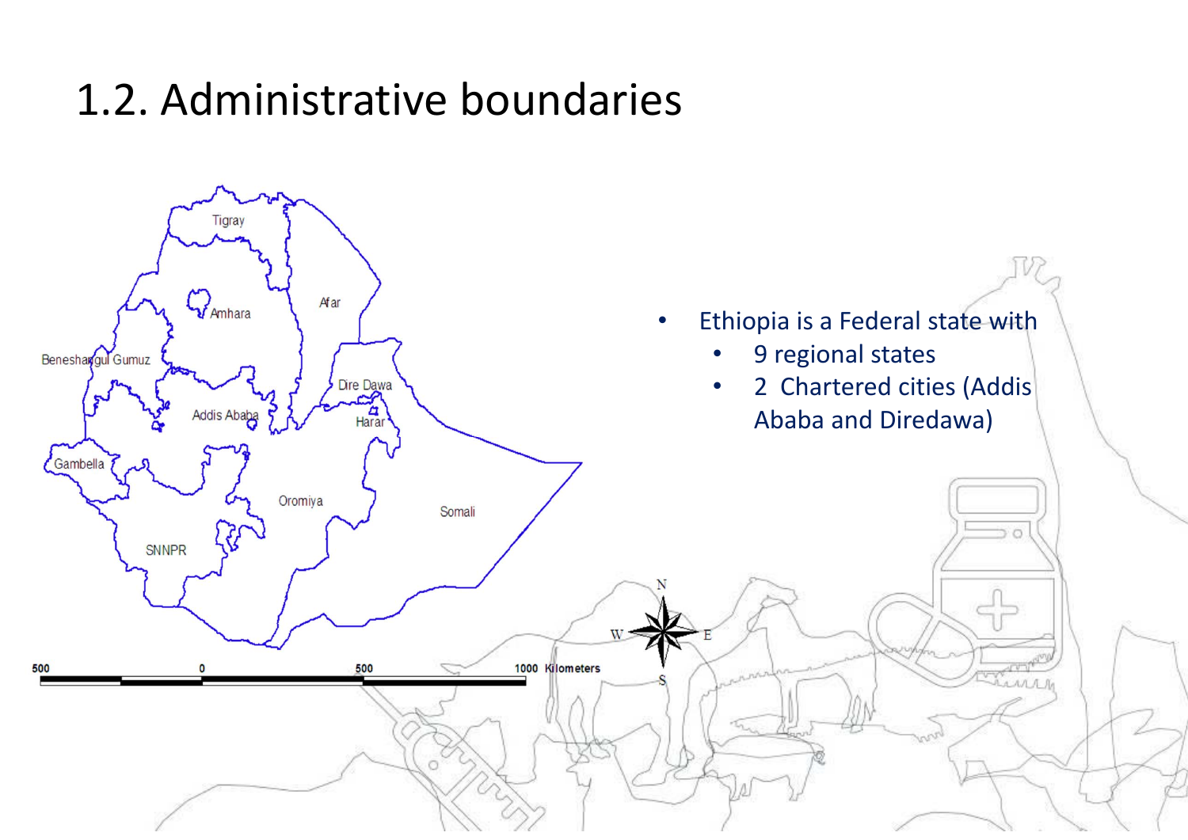# 1.2. Administrative boundaries

- Ethiopia is a Federal state with
  - 9 regional states
  - 2 Chartered cities (Addis Ababa and Diredawa)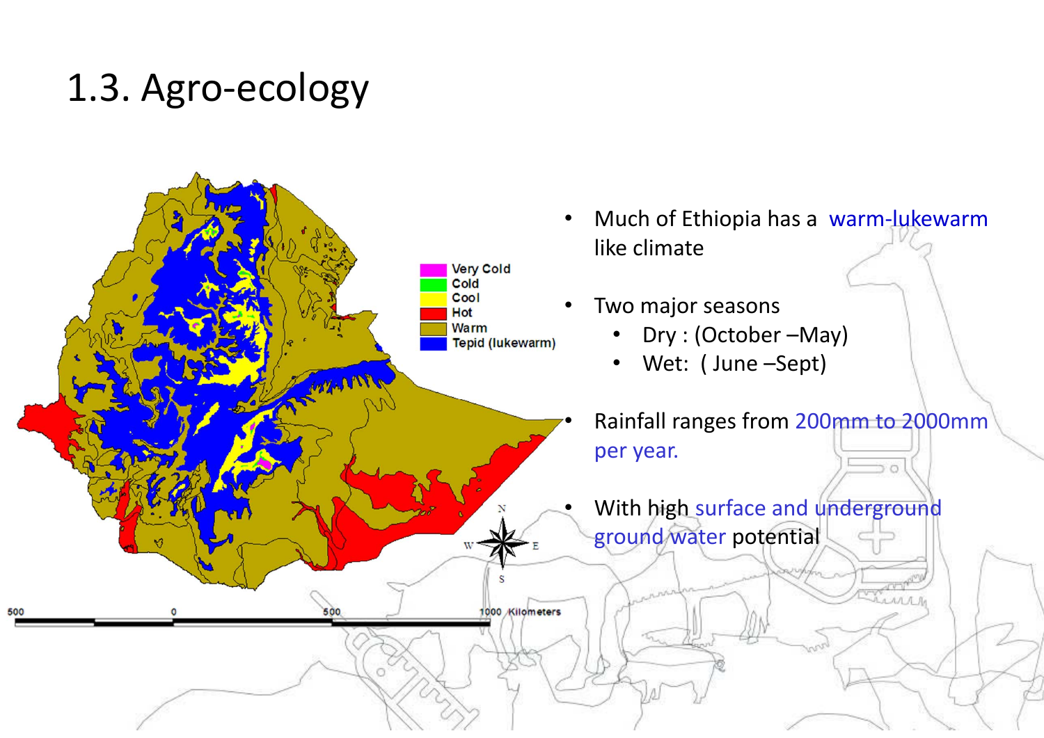# 1.3. Agro-ecology

- Much of Ethiopia has a warm-lukewarm like climate
- Two major seasons
  - Dry : (October –May)
  - Wet: ( June –Sept)
- Rainfall ranges from 200mm to 2000mm per year.
- With high surface and underground ground water potential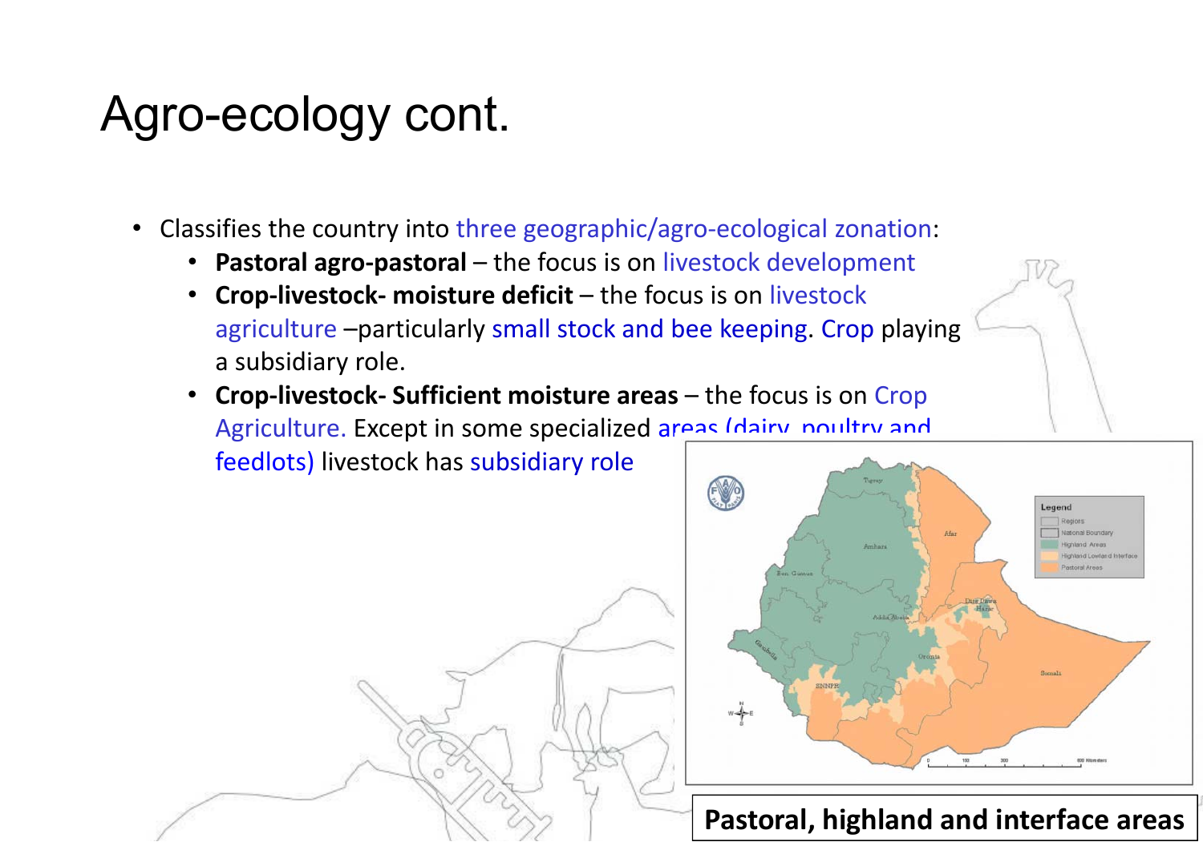# Agro-ecology cont.

- Classifies the country into three geographic/agro-ecological zonation:
  - **Pastoral agro-pastoral** – the focus is on livestock development
  - **Crop-livestock- moisture deficit** – the focus is on livestock agriculture –particularly small stock and bee keeping. Crop playing a subsidiary role.
  - **Crop-livestock- Sufficient moisture areas** – the focus is on Crop Agriculture. Except in some specialized areas (dairy, poultry and feedlots) livestock has subsidiary role

**Pastoral, highland and interface areas**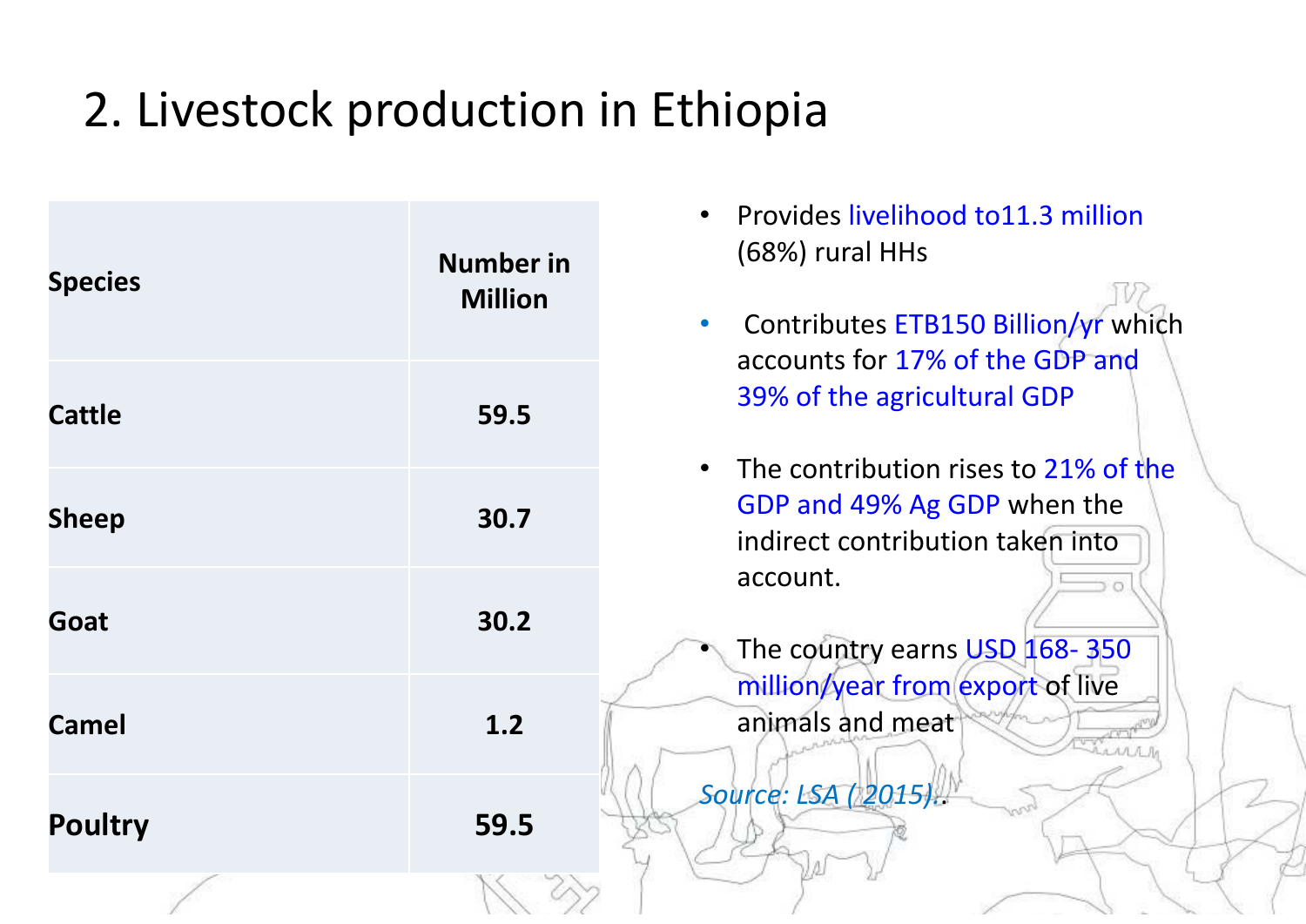# 2. Livestock production in Ethiopia

| Species | Number in Million |
|---|---|
| Cattle | 59.5 |
| Sheep | 30.7 |
| Goat | 30.2 |
| Camel | 1.2 |
| Poultry | 59.5 |

- Provides livelihood to11.3 million (68%) rural HHs
- Contributes ETB150 Billion/yr which accounts for 17% of the GDP and 39% of the agricultural GDP
- The contribution rises to 21% of the GDP and 49% Ag GDP when the indirect contribution taken into account.
- The country earns USD 168- 350 million/year from export of live animals and meat

*Source: LSA ( 2015)*..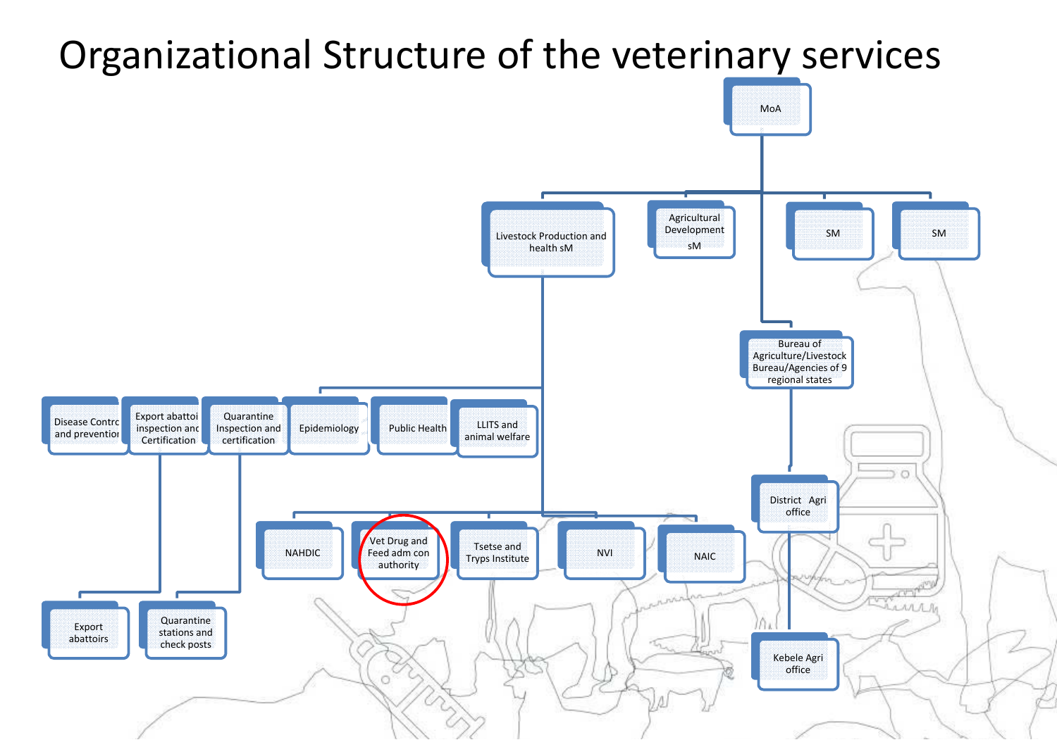# Organizational Structure of the veterinary services

- MoA
  - Livestock Production and health sM
    - Disease Control and prevention
    - Export abattoir inspection and Certification
      - Export abattoirs
    - Quarantine Inspection and certification
      - Quarantine stations and check posts
    - Epidemiology
    - Public Health
    - LLITS and animal welfare
    - NAHDIC
    - Vet Drug and Feed adm con authority
    - Tsetse and Tryps Institute
    - NVI
    - NAIC
  - Agricultural Development sM
  - SM
  - SM
  - Bureau of Agriculture/Livestock Bureau/Agencies of 9 regional states
    - District Agri office
      - Kebele Agri office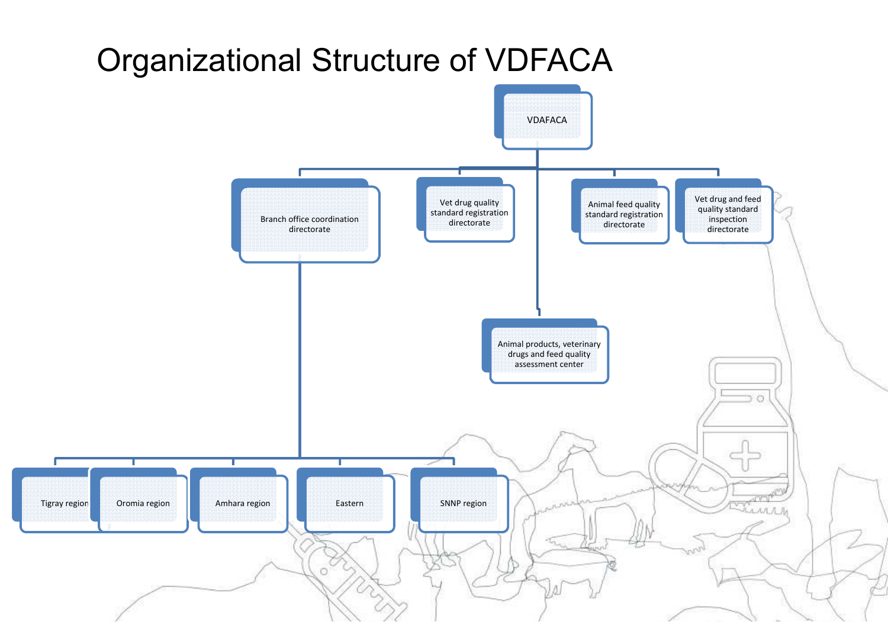# Organizational Structure of VDFACA

- VDAFACA
  - Branch office coordination directorate
    - Tigray region
    - Oromia region
    - Amhara region
    - Eastern
    - SNNP region
  - Vet drug quality standard registration directorate
  - Animal feed quality standard registration directorate
  - Vet drug and feed quality standard inspection directorate
  - Animal products, veterinary drugs and feed quality assessment center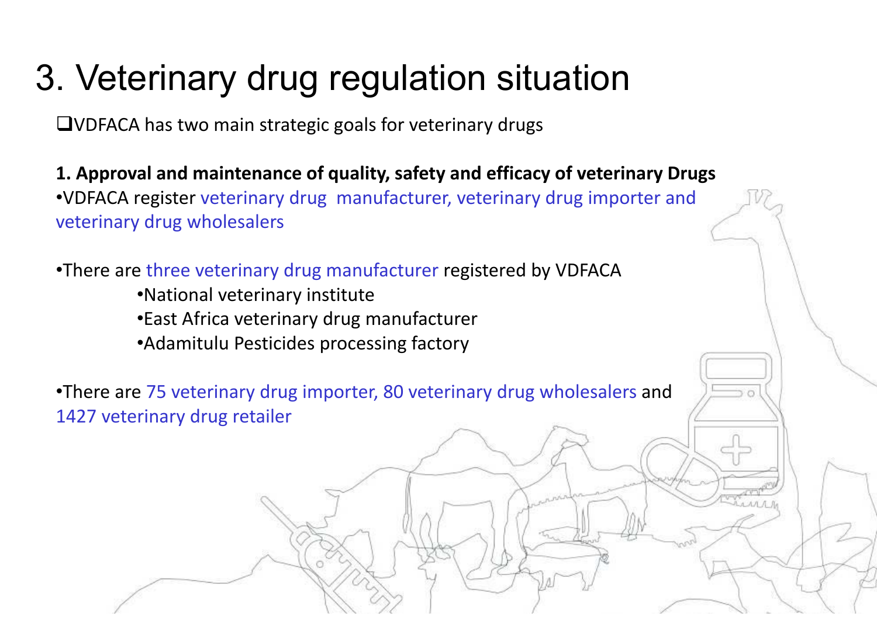# 3. Veterinary drug regulation situation

- VDFACA has two main strategic goals for veterinary drugs

**1. Approval and maintenance of quality, safety and efficacy of veterinary Drugs**

- VDFACA register veterinary drug manufacturer, veterinary drug importer and veterinary drug wholesalers

- There are three veterinary drug manufacturer registered by VDFACA
  - National veterinary institute
  - East Africa veterinary drug manufacturer
  - Adamitulu Pesticides processing factory

- There are 75 veterinary drug importer, 80 veterinary drug wholesalers and 1427 veterinary drug retailer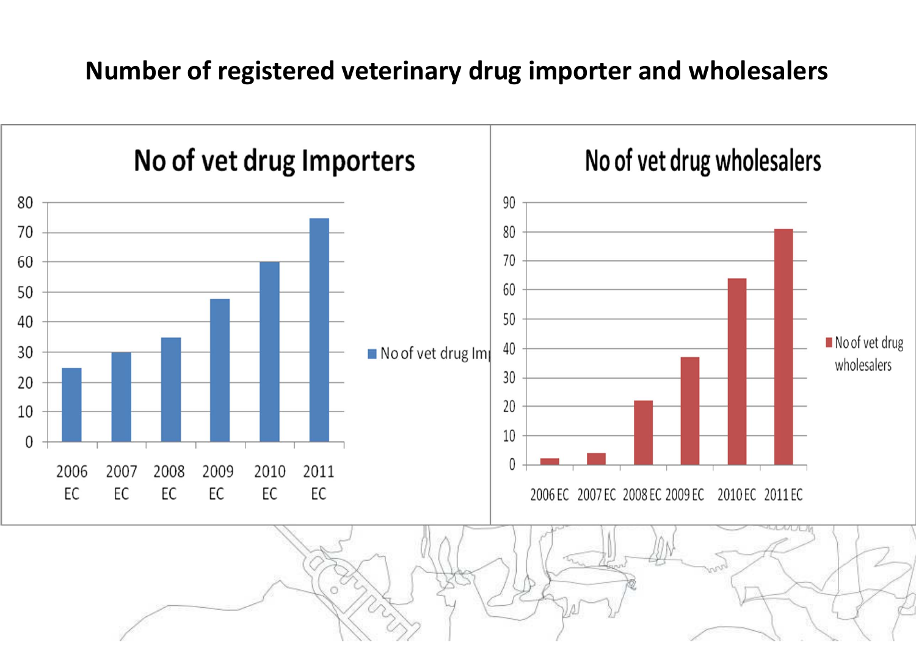# Number of registered veterinary drug importer and wholesalers

## No of vet drug Importers

| Year | No of vet drug Importers |
|---|---|
| 2006 EC | 25 |
| 2007 EC | 30 |
| 2008 EC | 35 |
| 2009 EC | 48 |
| 2010 EC | 60 |
| 2011 EC | 75 |

## No of vet drug wholesalers

| Year | No of vet drug wholesalers |
|---|---|
| 2006 EC | 2 |
| 2007 EC | 4 |
| 2008 EC | 22 |
| 2009 EC | 37 |
| 2010 EC | 64 |
| 2011 EC | 81 |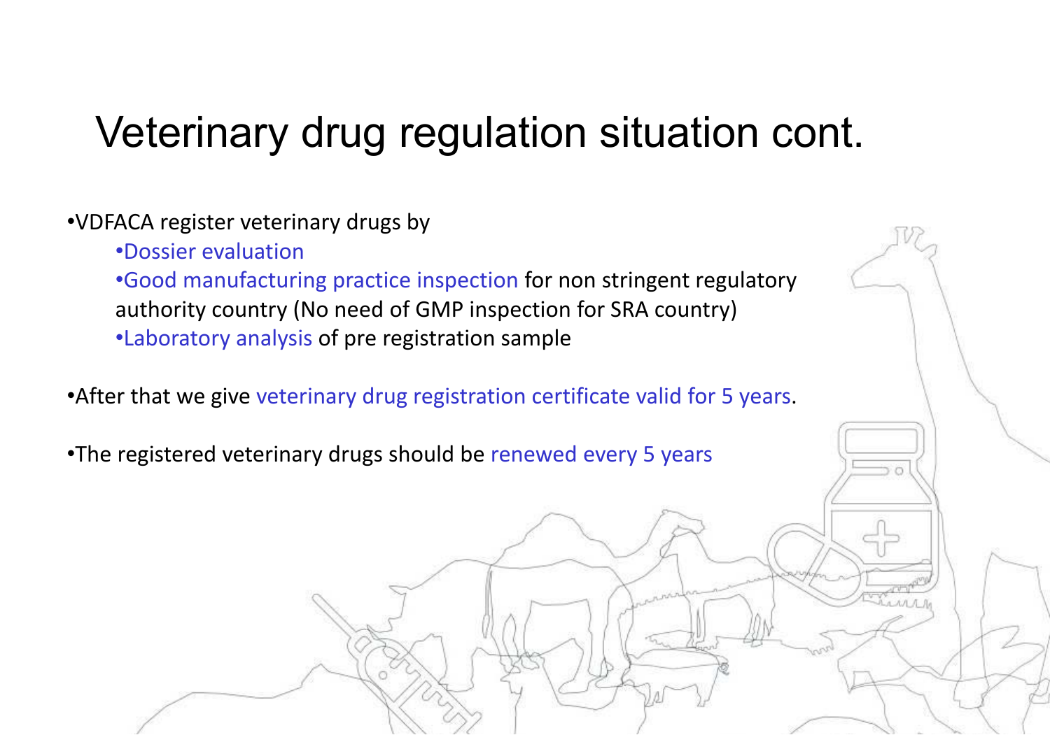# Veterinary drug regulation situation cont.

- VDFACA register veterinary drugs by
  - Dossier evaluation
  - Good manufacturing practice inspection for non stringent regulatory authority country (No need of GMP inspection for SRA country)
  - Laboratory analysis of pre registration sample

- After that we give veterinary drug registration certificate valid for 5 years.

- The registered veterinary drugs should be renewed every 5 years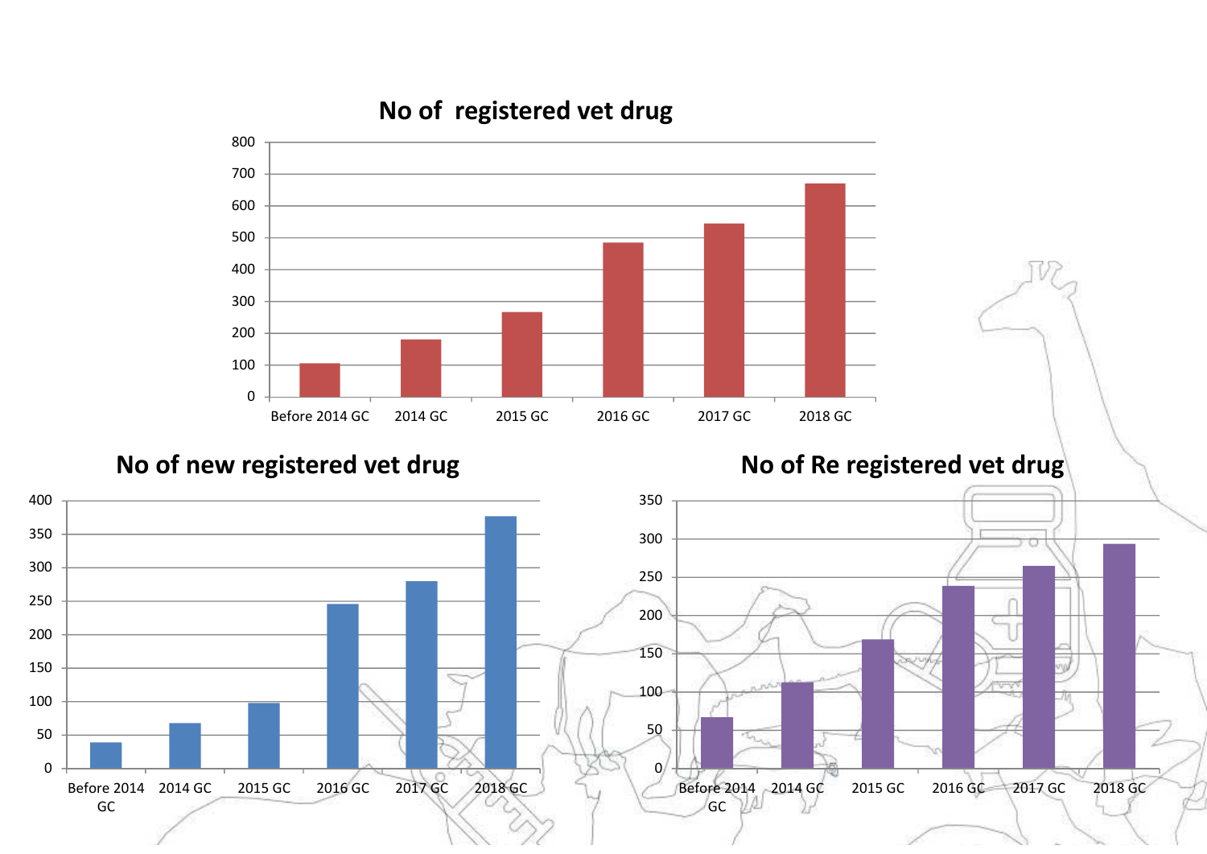## No of registered vet drug

## No of new registered vet drug

## No of Re registered vet drug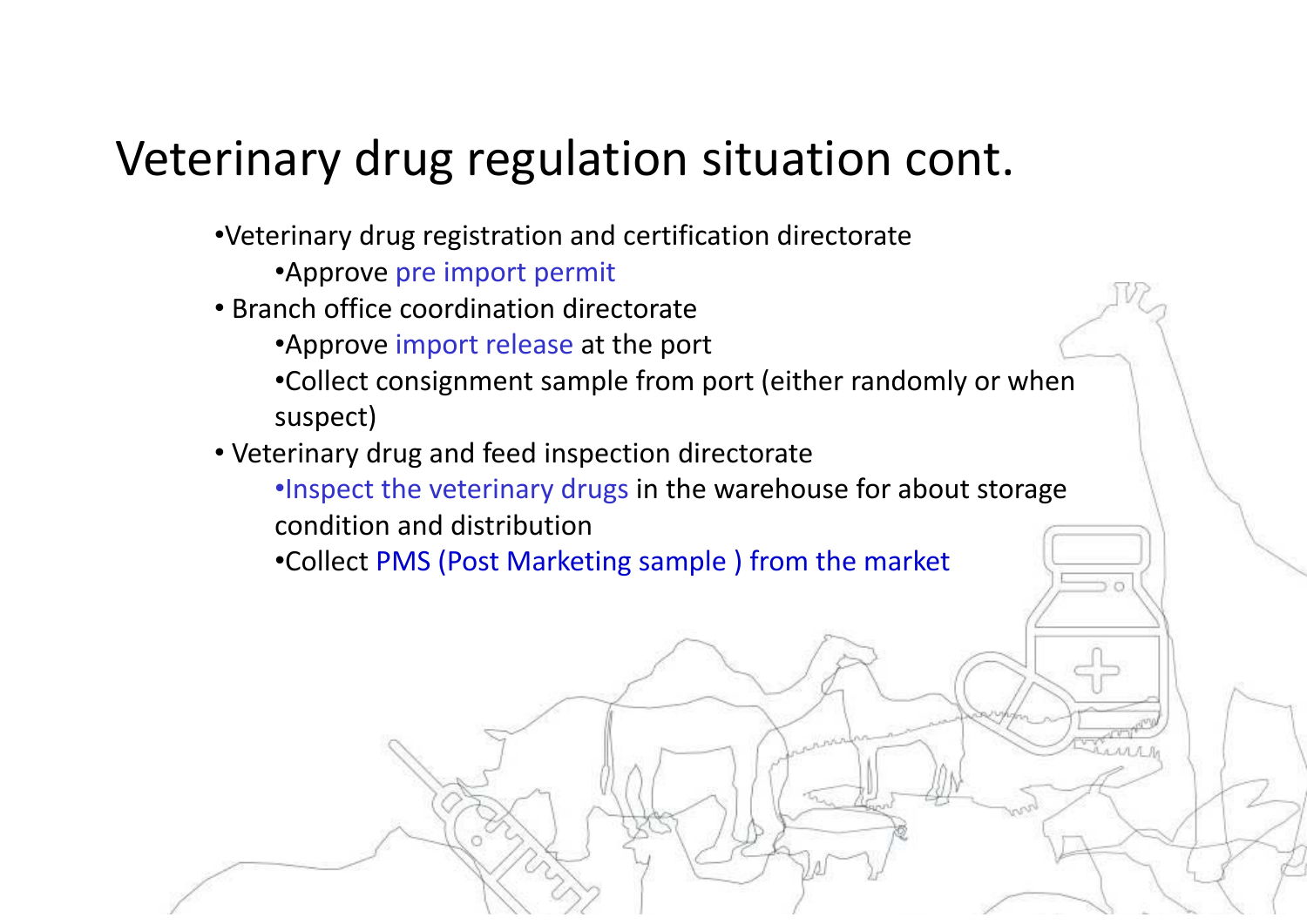# Veterinary drug regulation situation cont.

- Veterinary drug registration and certification directorate
  - Approve pre import permit
- Branch office coordination directorate
  - Approve import release at the port
  - Collect consignment sample from port (either randomly or when suspect)
- Veterinary drug and feed inspection directorate
  - Inspect the veterinary drugs in the warehouse for about storage condition and distribution
  - Collect PMS (Post Marketing sample ) from the market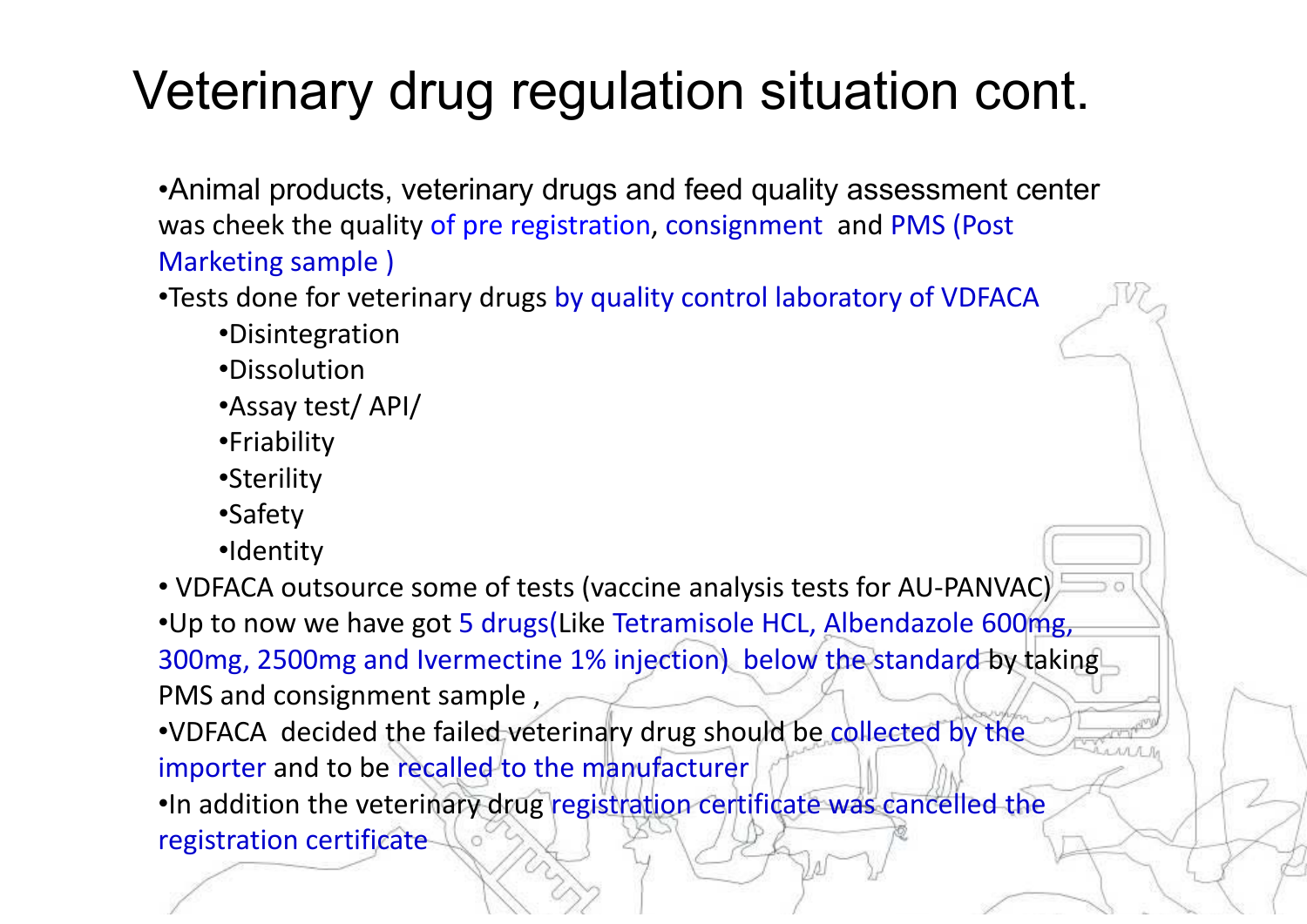# Veterinary drug regulation situation cont.

- Animal products, veterinary drugs and feed quality assessment center was cheek the quality of pre registration, consignment and PMS (Post Marketing sample )
- Tests done for veterinary drugs by quality control laboratory of VDFACA
  - Disintegration
  - Dissolution
  - Assay test/ API/
  - Friability
  - Sterility
  - Safety
  - Identity
- VDFACA outsource some of tests (vaccine analysis tests for AU-PANVAC)
- Up to now we have got 5 drugs(Like Tetramisole HCL, Albendazole 600mg, 300mg, 2500mg and Ivermectine 1% injection) below the standard by taking PMS and consignment sample ,
- VDFACA decided the failed veterinary drug should be collected by the importer and to be recalled to the manufacturer
- In addition the veterinary drug registration certificate was cancelled the registration certificate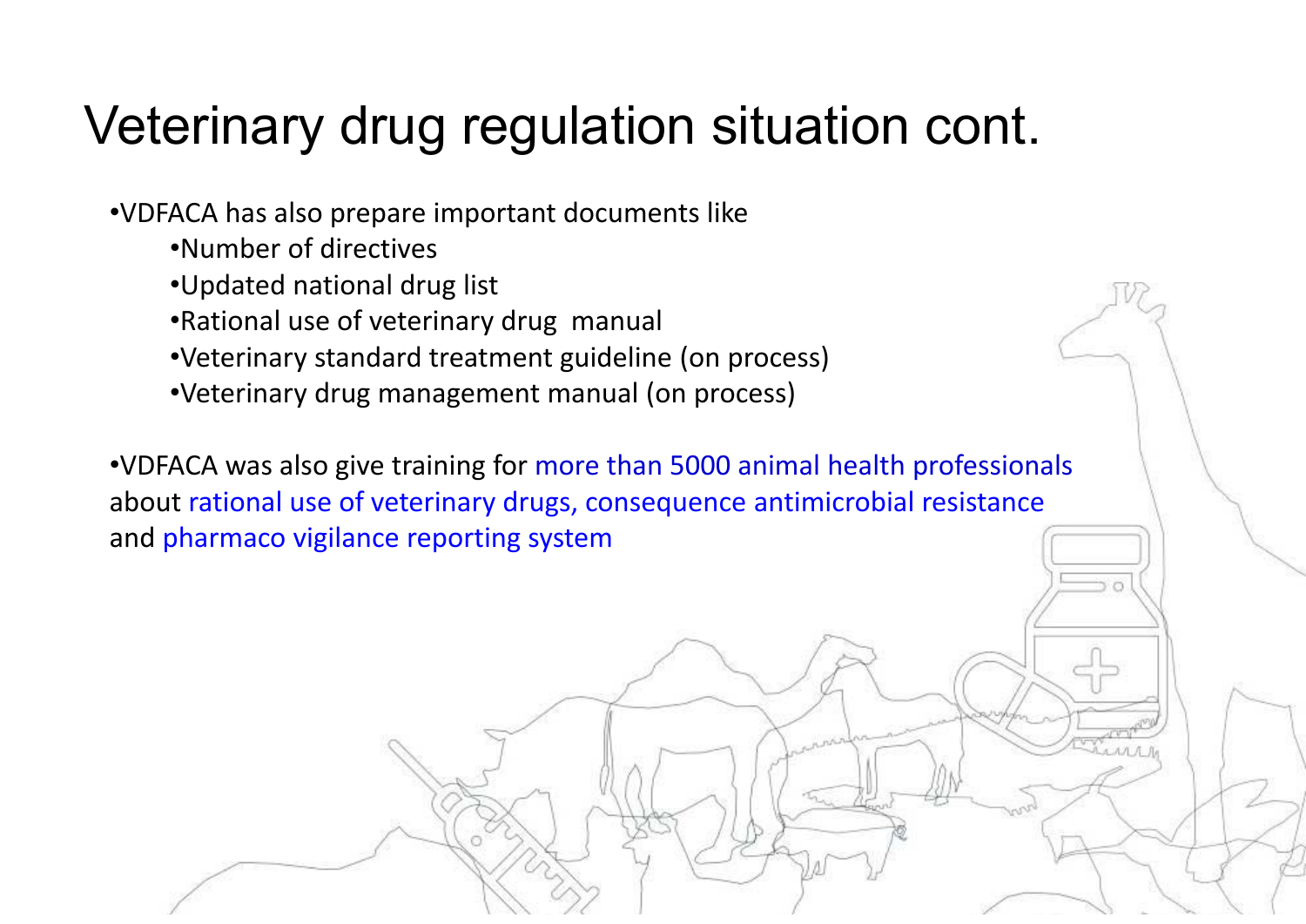# Veterinary drug regulation situation cont.

- VDFACA has also prepare important documents like
  - Number of directives
  - Updated national drug list
  - Rational use of veterinary drug manual
  - Veterinary standard treatment guideline (on process)
  - Veterinary drug management manual (on process)

- VDFACA was also give training for more than 5000 animal health professionals about rational use of veterinary drugs, consequence antimicrobial resistance and pharmaco vigilance reporting system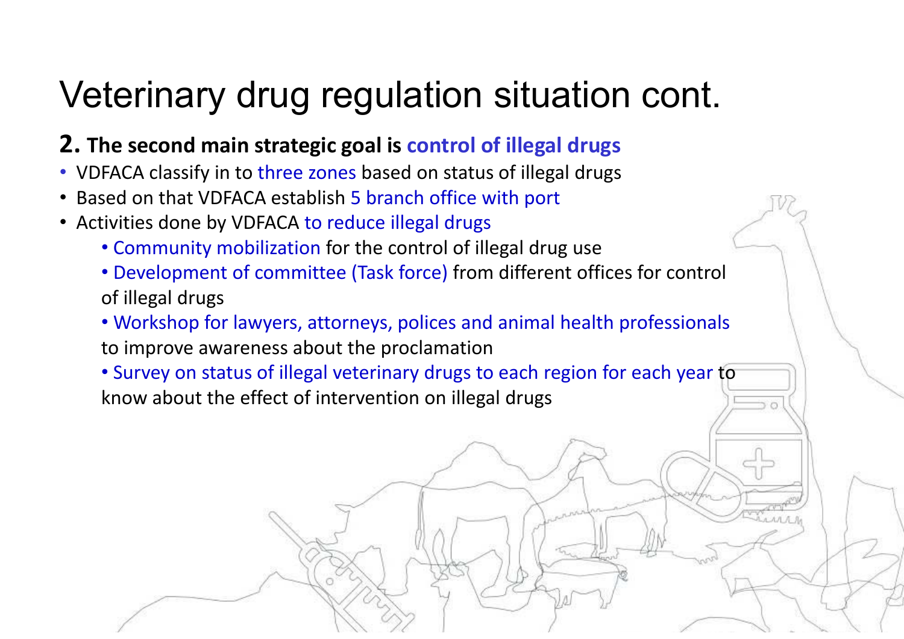# Veterinary drug regulation situation cont.

**2. The second main strategic goal is control of illegal drugs**

- VDFACA classify in to three zones based on status of illegal drugs
- Based on that VDFACA establish 5 branch office with port
- Activities done by VDFACA to reduce illegal drugs
    - Community mobilization for the control of illegal drug use
    - Development of committee (Task force) from different offices for control of illegal drugs
    - Workshop for lawyers, attorneys, polices and animal health professionals to improve awareness about the proclamation
    - Survey on status of illegal veterinary drugs to each region for each year to know about the effect of intervention on illegal drugs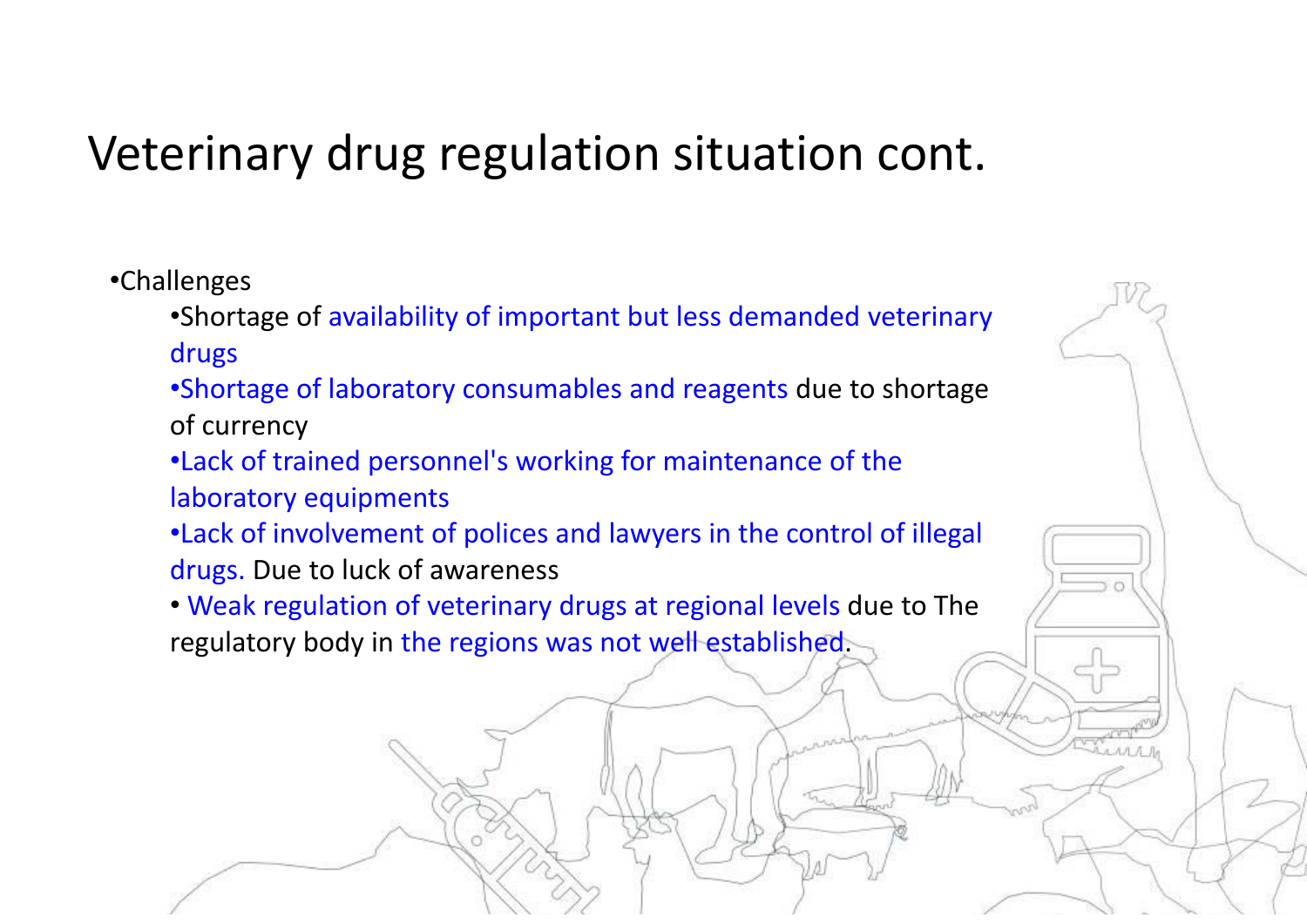# Veterinary drug regulation situation cont.

- Challenges
  - Shortage of availability of important but less demanded veterinary drugs
  - Shortage of laboratory consumables and reagents due to shortage of currency
  - Lack of trained personnel's working for maintenance of the laboratory equipments
  - Lack of involvement of polices and lawyers in the control of illegal drugs. Due to luck of awareness
  - Weak regulation of veterinary drugs at regional levels due to The regulatory body in the regions was not well established.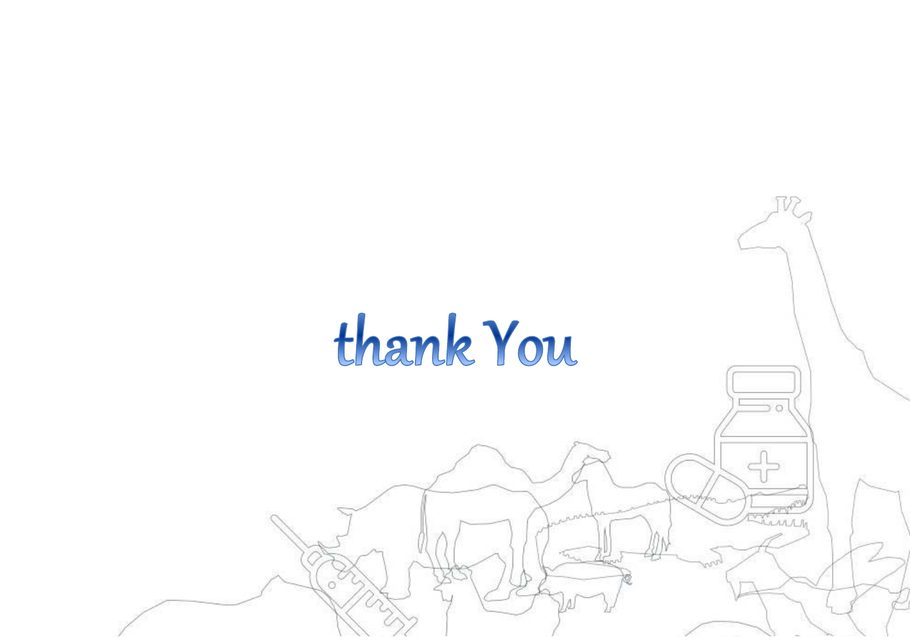thank You